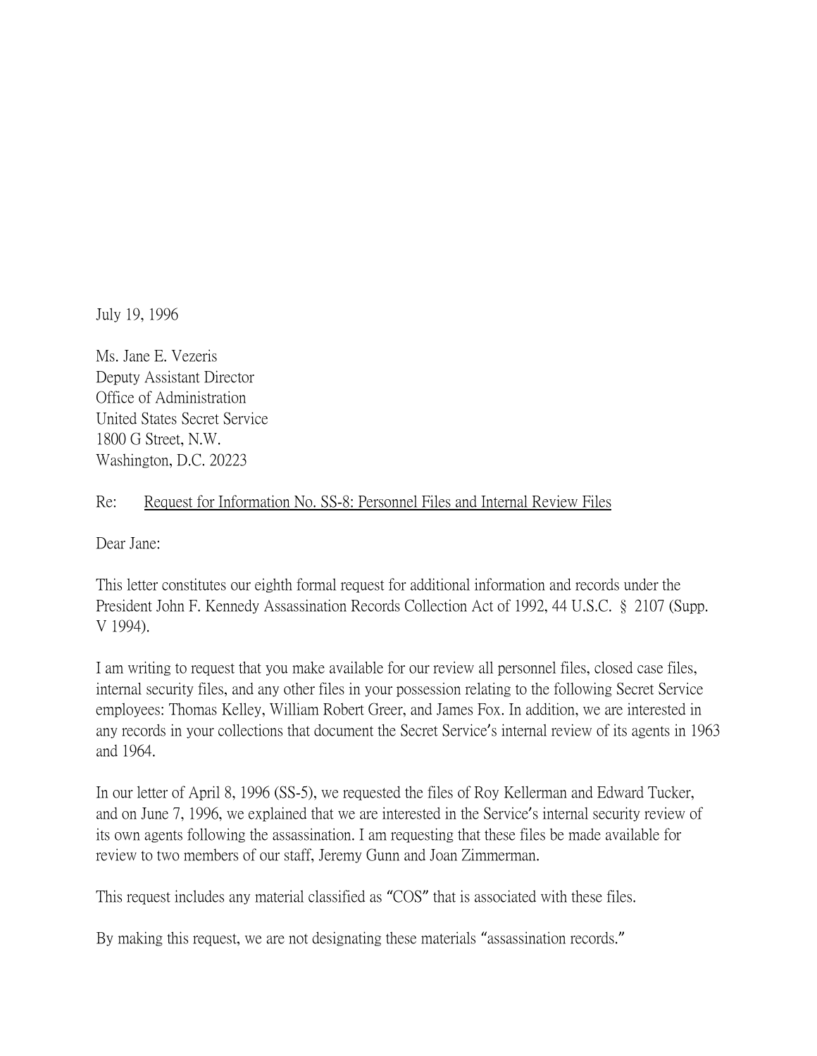July 19, 1996

Ms. Jane E. Vezeris
Deputy Assistant Director
Office of Administration
United States Secret Service
1800 G Street, N.W.
Washington, D.C. 20223

Re: Request for Information No. SS-8: Personnel Files and Internal Review Files

Dear Jane:

This letter constitutes our eighth formal request for additional information and records under the President John F. Kennedy Assassination Records Collection Act of 1992, 44 U.S.C. § 2107 (Supp. V 1994).

I am writing to request that you make available for our review all personnel files, closed case files, internal security files, and any other files in your possession relating to the following Secret Service employees: Thomas Kelley, William Robert Greer, and James Fox. In addition, we are interested in any records in your collections that document the Secret Service's internal review of its agents in 1963 and 1964.

In our letter of April 8, 1996 (SS-5), we requested the files of Roy Kellerman and Edward Tucker, and on June 7, 1996, we explained that we are interested in the Service's internal security review of its own agents following the assassination. I am requesting that these files be made available for review to two members of our staff, Jeremy Gunn and Joan Zimmerman.

This request includes any material classified as "COS" that is associated with these files.

By making this request, we are not designating these materials "assassination records."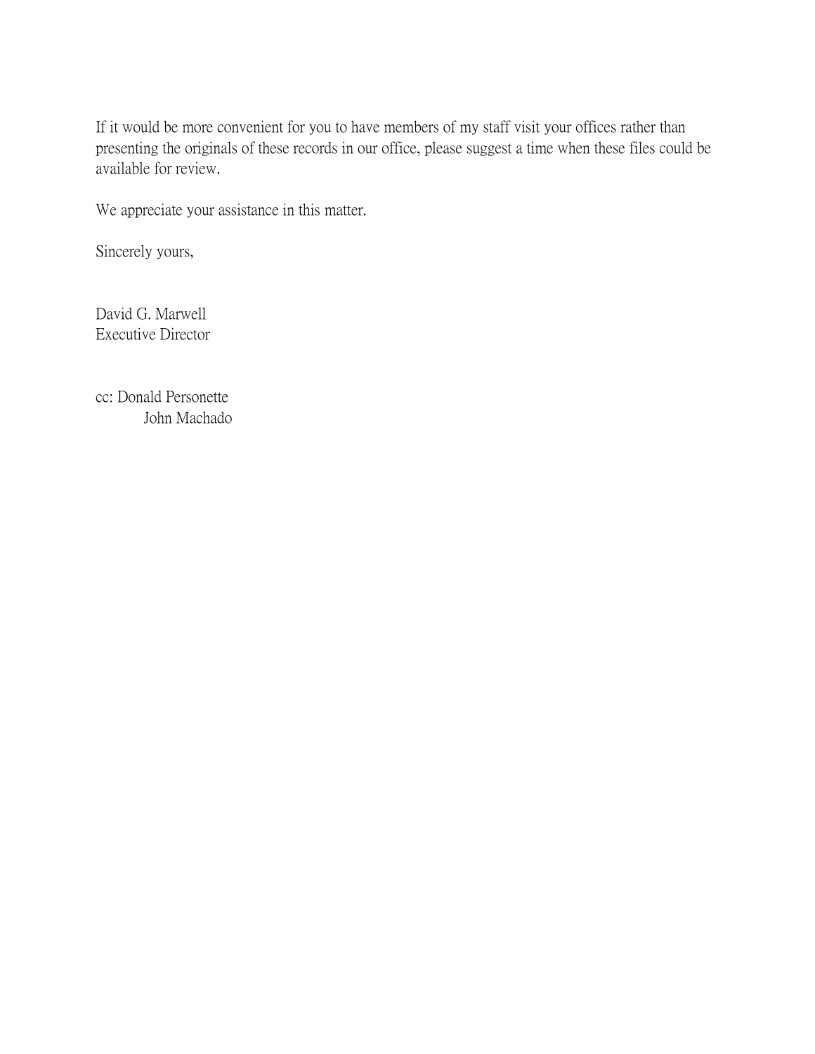If it would be more convenient for you to have members of my staff visit your offices rather than presenting the originals of these records in our office, please suggest a time when these files could be available for review.

We appreciate your assistance in this matter.

Sincerely yours,

David G. Marwell
Executive Director

cc: Donald Personette
John Machado